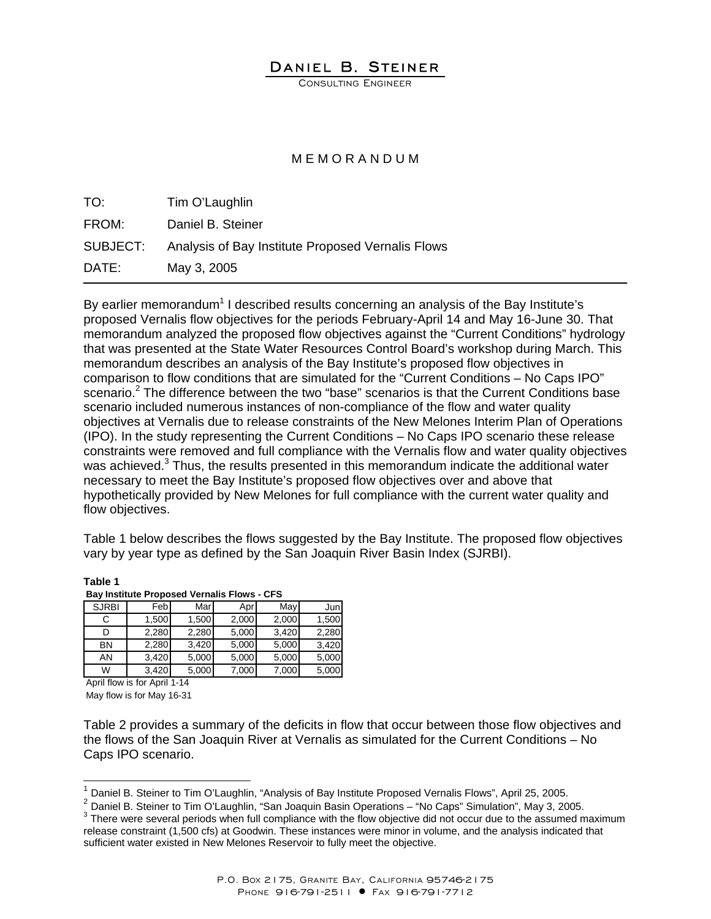# Daniel B. Steiner

Consulting Engineer

MEMORANDUM

TO: Tim O'Laughlin

FROM: Daniel B. Steiner

SUBJECT: Analysis of Bay Institute Proposed Vernalis Flows

DATE: May 3, 2005

---

By earlier memorandum[1] I described results concerning an analysis of the Bay Institute's proposed Vernalis flow objectives for the periods February-April 14 and May 16-June 30. That memorandum analyzed the proposed flow objectives against the "Current Conditions" hydrology that was presented at the State Water Resources Control Board's workshop during March. This memorandum describes an analysis of the Bay Institute's proposed flow objectives in comparison to flow conditions that are simulated for the "Current Conditions – No Caps IPO" scenario.[2] The difference between the two "base" scenarios is that the Current Conditions base scenario included numerous instances of non-compliance of the flow and water quality objectives at Vernalis due to release constraints of the New Melones Interim Plan of Operations (IPO). In the study representing the Current Conditions – No Caps IPO scenario these release constraints were removed and full compliance with the Vernalis flow and water quality objectives was achieved.[3] Thus, the results presented in this memorandum indicate the additional water necessary to meet the Bay Institute's proposed flow objectives over and above that hypothetically provided by New Melones for full compliance with the current water quality and flow objectives.

Table 1 below describes the flows suggested by the Bay Institute. The proposed flow objectives vary by year type as defined by the San Joaquin River Basin Index (SJRBI).

**Table 1**

**Bay Institute Proposed Vernalis Flows - CFS**

| SJRBI | Feb | Mar | Apr | May | Jun |
|---|---|---|---|---|---|
| C | 1,500 | 1,500 | 2,000 | 2,000 | 1,500 |
| D | 2,280 | 2,280 | 5,000 | 3,420 | 2,280 |
| BN | 2,280 | 3,420 | 5,000 | 5,000 | 3,420 |
| AN | 3,420 | 5,000 | 5,000 | 5,000 | 5,000 |
| W | 3,420 | 5,000 | 7,000 | 7,000 | 5,000 |

April flow is for April 1-14

May flow is for May 16-31

Table 2 provides a summary of the deficits in flow that occur between those flow objectives and the flows of the San Joaquin River at Vernalis as simulated for the Current Conditions – No Caps IPO scenario.

---

[1] Daniel B. Steiner to Tim O'Laughlin, "Analysis of Bay Institute Proposed Vernalis Flows", April 25, 2005.

[2] Daniel B. Steiner to Tim O'Laughlin, "San Joaquin Basin Operations – "No Caps" Simulation", May 3, 2005.

[3] There were several periods when full compliance with the flow objective did not occur due to the assumed maximum release constraint (1,500 cfs) at Goodwin. These instances were minor in volume, and the analysis indicated that sufficient water existed in New Melones Reservoir to fully meet the objective.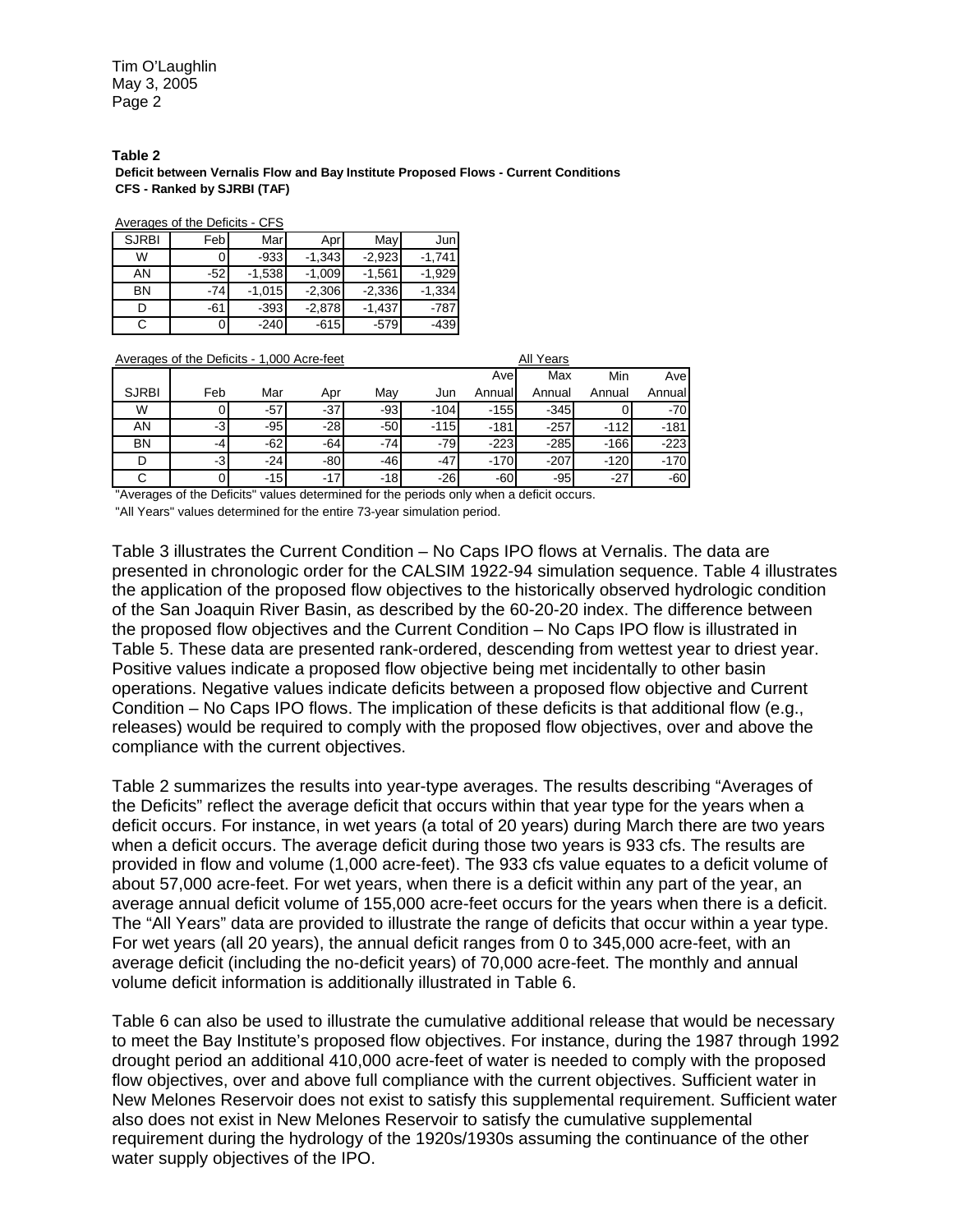**Table 2**

**Deficit between Vernalis Flow and Bay Institute Proposed Flows - Current Conditions**
**CFS - Ranked by SJRBI (TAF)**

Averages of the Deficits - CFS

| SJRBI | Feb | Mar | Apr | May | Jun |
|---|---|---|---|---|---|
| W | 0 | -933 | -1,343 | -2,923 | -1,741 |
| AN | -52 | -1,538 | -1,009 | -1,561 | -1,929 |
| BN | -74 | -1,015 | -2,306 | -2,336 | -1,334 |
| D | -61 | -393 | -2,878 | -1,437 | -787 |
| C | 0 | -240 | -615 | -579 | -439 |

Averages of the Deficits - 1,000 Acre-feet

| | | | | | | | All Years | | |
|---|---|---|---|---|---|---|---|---|---|
| SJRBI | Feb | Mar | Apr | May | Jun | Ave Annual | Max Annual | Min Annual | Ave Annual |
| W | 0 | -57 | -37 | -93 | -104 | -155 | -345 | 0 | -70 |
| AN | -3 | -95 | -28 | -50 | -115 | -181 | -257 | -112 | -181 |
| BN | -4 | -62 | -64 | -74 | -79 | -223 | -285 | -166 | -223 |
| D | -3 | -24 | -80 | -46 | -47 | -170 | -207 | -120 | -170 |
| C | 0 | -15 | -17 | -18 | -26 | -60 | -95 | -27 | -60 |

"Averages of the Deficits" values determined for the periods only when a deficit occurs.

"All Years" values determined for the entire 73-year simulation period.

Table 3 illustrates the Current Condition – No Caps IPO flows at Vernalis. The data are presented in chronologic order for the CALSIM 1922-94 simulation sequence. Table 4 illustrates the application of the proposed flow objectives to the historically observed hydrologic condition of the San Joaquin River Basin, as described by the 60-20-20 index. The difference between the proposed flow objectives and the Current Condition – No Caps IPO flow is illustrated in Table 5. These data are presented rank-ordered, descending from wettest year to driest year. Positive values indicate a proposed flow objective being met incidentally to other basin operations. Negative values indicate deficits between a proposed flow objective and Current Condition – No Caps IPO flows. The implication of these deficits is that additional flow (e.g., releases) would be required to comply with the proposed flow objectives, over and above the compliance with the current objectives.

Table 2 summarizes the results into year-type averages. The results describing "Averages of the Deficits" reflect the average deficit that occurs within that year type for the years when a deficit occurs. For instance, in wet years (a total of 20 years) during March there are two years when a deficit occurs. The average deficit during those two years is 933 cfs. The results are provided in flow and volume (1,000 acre-feet). The 933 cfs value equates to a deficit volume of about 57,000 acre-feet. For wet years, when there is a deficit within any part of the year, an average annual deficit volume of 155,000 acre-feet occurs for the years when there is a deficit. The "All Years" data are provided to illustrate the range of deficits that occur within a year type. For wet years (all 20 years), the annual deficit ranges from 0 to 345,000 acre-feet, with an average deficit (including the no-deficit years) of 70,000 acre-feet. The monthly and annual volume deficit information is additionally illustrated in Table 6.

Table 6 can also be used to illustrate the cumulative additional release that would be necessary to meet the Bay Institute's proposed flow objectives. For instance, during the 1987 through 1992 drought period an additional 410,000 acre-feet of water is needed to comply with the proposed flow objectives, over and above full compliance with the current objectives. Sufficient water in New Melones Reservoir does not exist to satisfy this supplemental requirement. Sufficient water also does not exist in New Melones Reservoir to satisfy the cumulative supplemental requirement during the hydrology of the 1920s/1930s assuming the continuance of the other water supply objectives of the IPO.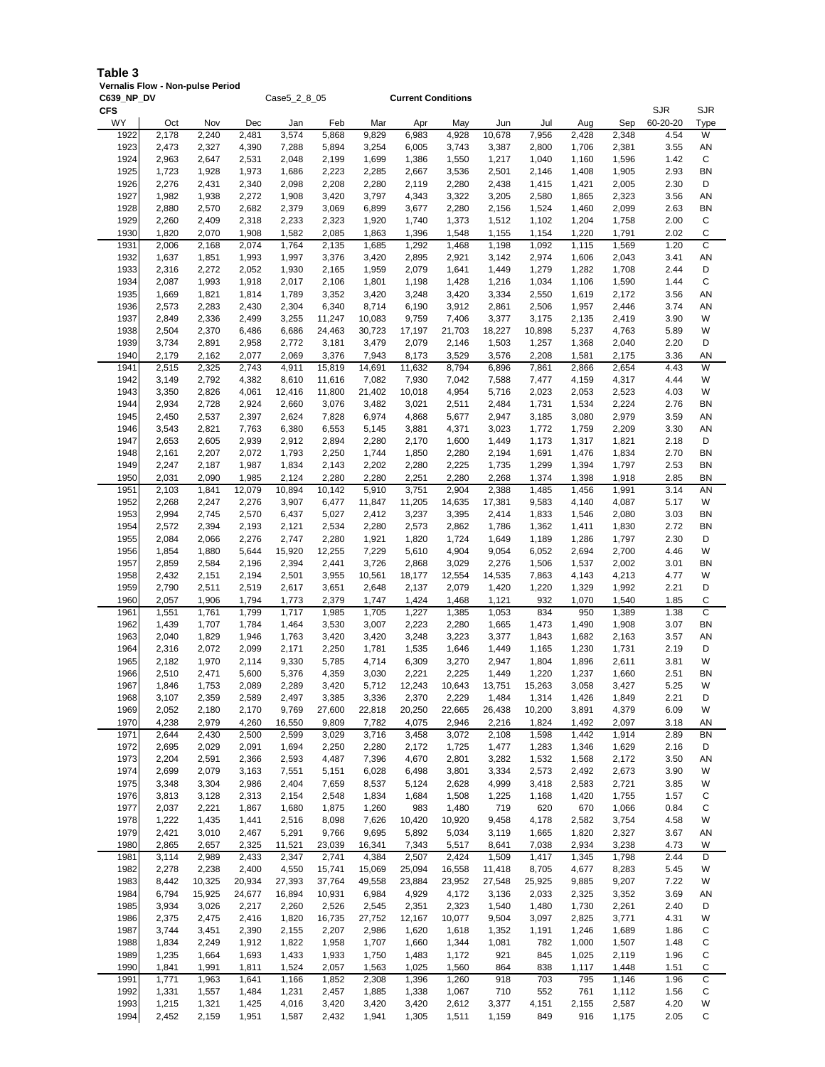**Table 3**

**Vernalis Flow - Non-pulse Period**

**C639_NP_DV** Case5_2_8_05 **Current Conditions**

**CFS**

| WY | Oct | Nov | Dec | Jan | Feb | Mar | Apr | May | Jun | Jul | Aug | Sep | SJR 60-20-20 | SJR Type |
|---|---|---|---|---|---|---|---|---|---|---|---|---|---|---|
| 1922 | 2,178 | 2,240 | 2,481 | 3,574 | 5,868 | 9,829 | 6,983 | 4,928 | 10,678 | 7,956 | 2,428 | 2,348 | 4.54 | W |
| 1923 | 2,473 | 2,327 | 4,390 | 7,288 | 5,894 | 3,254 | 6,005 | 3,743 | 3,387 | 2,800 | 1,706 | 2,381 | 3.55 | AN |
| 1924 | 2,963 | 2,647 | 2,531 | 2,048 | 2,199 | 1,699 | 1,386 | 1,550 | 1,217 | 1,040 | 1,160 | 1,596 | 1.42 | C |
| 1925 | 1,723 | 1,928 | 1,973 | 1,686 | 2,223 | 2,285 | 2,667 | 3,536 | 2,501 | 2,146 | 1,408 | 1,905 | 2.93 | BN |
| 1926 | 2,276 | 2,431 | 2,340 | 2,098 | 2,208 | 2,280 | 2,119 | 2,280 | 2,438 | 1,415 | 1,421 | 2,005 | 2.30 | D |
| 1927 | 1,982 | 1,938 | 2,272 | 1,908 | 3,420 | 3,797 | 4,343 | 3,322 | 3,205 | 2,580 | 1,865 | 2,323 | 3.56 | AN |
| 1928 | 2,880 | 2,570 | 2,682 | 2,379 | 3,069 | 6,899 | 3,677 | 2,280 | 2,156 | 1,524 | 1,460 | 2,099 | 2.63 | BN |
| 1929 | 2,260 | 2,409 | 2,318 | 2,233 | 2,323 | 1,920 | 1,740 | 1,373 | 1,512 | 1,102 | 1,204 | 1,758 | 2.00 | C |
| 1930 | 1,820 | 2,070 | 1,908 | 1,582 | 2,085 | 1,863 | 1,396 | 1,548 | 1,155 | 1,154 | 1,220 | 1,791 | 2.02 | C |
| 1931 | 2,006 | 2,168 | 2,074 | 1,764 | 2,135 | 1,685 | 1,292 | 1,468 | 1,198 | 1,092 | 1,115 | 1,569 | 1.20 | C |
| 1932 | 1,637 | 1,851 | 1,993 | 1,997 | 3,376 | 3,420 | 2,895 | 2,921 | 3,142 | 2,974 | 1,606 | 2,043 | 3.41 | AN |
| 1933 | 2,316 | 2,272 | 2,052 | 1,930 | 2,165 | 1,959 | 2,079 | 1,641 | 1,449 | 1,279 | 1,282 | 1,708 | 2.44 | D |
| 1934 | 2,087 | 1,993 | 1,918 | 2,017 | 2,106 | 1,801 | 1,198 | 1,428 | 1,216 | 1,034 | 1,106 | 1,590 | 1.44 | C |
| 1935 | 1,669 | 1,821 | 1,814 | 1,789 | 3,352 | 3,420 | 3,248 | 3,420 | 3,334 | 2,550 | 1,619 | 2,172 | 3.56 | AN |
| 1936 | 2,573 | 2,283 | 2,430 | 2,304 | 6,340 | 8,714 | 6,190 | 3,912 | 2,861 | 2,506 | 1,957 | 2,446 | 3.74 | AN |
| 1937 | 2,849 | 2,336 | 2,499 | 3,255 | 11,247 | 10,083 | 9,759 | 7,406 | 3,377 | 3,175 | 2,135 | 2,419 | 3.90 | W |
| 1938 | 2,504 | 2,370 | 6,486 | 6,686 | 24,463 | 30,723 | 17,197 | 21,703 | 18,227 | 10,898 | 5,237 | 4,763 | 5.89 | W |
| 1939 | 3,734 | 2,891 | 2,958 | 2,772 | 3,181 | 3,479 | 2,079 | 2,146 | 1,503 | 1,257 | 1,368 | 2,040 | 2.20 | D |
| 1940 | 2,179 | 2,162 | 2,077 | 2,069 | 3,376 | 7,943 | 8,173 | 3,529 | 3,576 | 2,208 | 1,581 | 2,175 | 3.36 | AN |
| 1941 | 2,515 | 2,325 | 2,743 | 4,911 | 15,819 | 14,691 | 11,632 | 8,794 | 6,896 | 7,861 | 2,866 | 2,654 | 4.43 | W |
| 1942 | 3,149 | 2,792 | 4,382 | 8,610 | 11,616 | 7,082 | 7,930 | 7,042 | 7,588 | 7,477 | 4,159 | 4,317 | 4.44 | W |
| 1943 | 3,350 | 2,826 | 4,061 | 12,416 | 11,800 | 21,402 | 10,018 | 4,954 | 5,716 | 2,023 | 2,053 | 2,523 | 4.03 | W |
| 1944 | 2,934 | 2,728 | 2,924 | 2,660 | 3,076 | 3,482 | 3,021 | 2,511 | 2,484 | 1,731 | 1,534 | 2,224 | 2.76 | BN |
| 1945 | 2,450 | 2,537 | 2,397 | 2,624 | 7,828 | 6,974 | 4,868 | 5,677 | 2,947 | 3,185 | 3,080 | 2,979 | 3.59 | AN |
| 1946 | 3,543 | 2,821 | 7,763 | 6,380 | 6,553 | 5,145 | 3,881 | 4,371 | 3,023 | 1,772 | 1,759 | 2,209 | 3.30 | AN |
| 1947 | 2,653 | 2,605 | 2,939 | 2,912 | 2,894 | 2,280 | 2,170 | 1,600 | 1,449 | 1,173 | 1,317 | 1,821 | 2.18 | D |
| 1948 | 2,161 | 2,207 | 2,072 | 1,793 | 2,250 | 1,744 | 1,850 | 2,280 | 2,194 | 1,691 | 1,476 | 1,834 | 2.70 | BN |
| 1949 | 2,247 | 2,187 | 1,987 | 1,834 | 2,143 | 2,202 | 2,280 | 2,225 | 1,735 | 1,299 | 1,394 | 1,797 | 2.53 | BN |
| 1950 | 2,031 | 2,090 | 1,985 | 2,124 | 2,280 | 2,280 | 2,251 | 2,280 | 2,268 | 1,374 | 1,398 | 1,918 | 2.85 | BN |
| 1951 | 2,103 | 1,841 | 12,079 | 10,894 | 10,142 | 5,910 | 3,751 | 2,904 | 2,388 | 1,485 | 1,456 | 1,991 | 3.14 | AN |
| 1952 | 2,268 | 2,247 | 2,276 | 3,907 | 6,477 | 11,847 | 11,205 | 14,635 | 17,381 | 9,583 | 4,140 | 4,087 | 5.17 | W |
| 1953 | 2,994 | 2,745 | 2,570 | 6,437 | 5,027 | 2,412 | 3,237 | 3,395 | 2,414 | 1,833 | 1,546 | 2,080 | 3.03 | BN |
| 1954 | 2,572 | 2,394 | 2,193 | 2,121 | 2,534 | 2,280 | 2,573 | 2,862 | 1,786 | 1,362 | 1,411 | 1,830 | 2.72 | BN |
| 1955 | 2,084 | 2,066 | 2,276 | 2,747 | 2,280 | 1,921 | 1,820 | 1,724 | 1,649 | 1,189 | 1,286 | 1,797 | 2.30 | D |
| 1956 | 1,854 | 1,880 | 5,644 | 15,920 | 12,255 | 7,229 | 5,610 | 4,904 | 9,054 | 6,052 | 2,694 | 2,700 | 4.46 | W |
| 1957 | 2,859 | 2,584 | 2,196 | 2,394 | 2,441 | 3,726 | 2,868 | 3,029 | 2,276 | 1,506 | 1,537 | 2,002 | 3.01 | BN |
| 1958 | 2,432 | 2,151 | 2,194 | 2,501 | 3,955 | 10,561 | 18,177 | 12,554 | 14,535 | 7,863 | 4,143 | 4,213 | 4.77 | W |
| 1959 | 2,790 | 2,511 | 2,519 | 2,617 | 3,651 | 2,648 | 2,137 | 2,079 | 1,420 | 1,220 | 1,329 | 1,992 | 2.21 | D |
| 1960 | 2,057 | 1,906 | 1,794 | 1,773 | 2,379 | 1,747 | 1,424 | 1,468 | 1,121 | 932 | 1,070 | 1,540 | 1.85 | C |
| 1961 | 1,551 | 1,761 | 1,799 | 1,717 | 1,985 | 1,705 | 1,227 | 1,385 | 1,053 | 834 | 950 | 1,389 | 1.38 | C |
| 1962 | 1,439 | 1,707 | 1,784 | 1,464 | 3,530 | 3,007 | 2,223 | 2,280 | 1,665 | 1,473 | 1,490 | 1,908 | 3.07 | BN |
| 1963 | 2,040 | 1,829 | 1,946 | 1,763 | 3,420 | 3,420 | 3,248 | 3,223 | 3,377 | 1,843 | 1,682 | 2,163 | 3.57 | AN |
| 1964 | 2,316 | 2,072 | 2,099 | 2,171 | 2,250 | 1,781 | 1,535 | 1,646 | 1,449 | 1,165 | 1,230 | 1,731 | 2.19 | D |
| 1965 | 2,182 | 1,970 | 2,114 | 9,330 | 5,785 | 4,714 | 6,309 | 3,270 | 2,947 | 1,804 | 1,896 | 2,611 | 3.81 | W |
| 1966 | 2,510 | 2,471 | 5,600 | 5,376 | 4,359 | 3,030 | 2,221 | 2,225 | 1,449 | 1,220 | 1,237 | 1,660 | 2.51 | BN |
| 1967 | 1,846 | 1,753 | 2,089 | 2,289 | 3,420 | 5,712 | 12,243 | 10,643 | 13,751 | 15,263 | 3,058 | 3,427 | 5.25 | W |
| 1968 | 3,107 | 2,359 | 2,589 | 2,497 | 3,385 | 3,336 | 2,370 | 2,229 | 1,484 | 1,314 | 1,426 | 1,849 | 2.21 | D |
| 1969 | 2,052 | 2,180 | 2,170 | 9,769 | 27,600 | 22,818 | 20,250 | 22,665 | 26,438 | 10,200 | 3,891 | 4,379 | 6.09 | W |
| 1970 | 4,238 | 2,979 | 4,260 | 16,550 | 9,809 | 7,782 | 4,075 | 2,946 | 2,216 | 1,824 | 1,492 | 2,097 | 3.18 | AN |
| 1971 | 2,644 | 2,430 | 2,500 | 2,599 | 3,029 | 3,716 | 3,458 | 3,072 | 2,108 | 1,598 | 1,442 | 1,914 | 2.89 | BN |
| 1972 | 2,695 | 2,029 | 2,091 | 1,694 | 2,250 | 2,280 | 2,172 | 1,725 | 1,477 | 1,283 | 1,346 | 1,629 | 2.16 | D |
| 1973 | 2,204 | 2,591 | 2,366 | 2,593 | 4,487 | 7,396 | 4,670 | 2,801 | 3,282 | 1,532 | 1,568 | 2,172 | 3.50 | AN |
| 1974 | 2,699 | 2,079 | 3,163 | 7,551 | 5,151 | 6,028 | 6,498 | 3,801 | 3,334 | 2,573 | 2,492 | 2,673 | 3.90 | W |
| 1975 | 3,348 | 3,304 | 2,986 | 2,404 | 7,659 | 8,537 | 5,124 | 2,628 | 4,999 | 3,418 | 2,583 | 2,721 | 3.85 | W |
| 1976 | 3,813 | 3,128 | 2,313 | 2,154 | 2,548 | 1,834 | 1,684 | 1,508 | 1,225 | 1,168 | 1,420 | 1,755 | 1.57 | C |
| 1977 | 2,037 | 2,221 | 1,867 | 1,680 | 1,875 | 1,260 | 983 | 1,480 | 719 | 620 | 670 | 1,066 | 0.84 | C |
| 1978 | 1,222 | 1,435 | 1,441 | 2,516 | 8,098 | 7,626 | 10,420 | 10,920 | 9,458 | 4,178 | 2,582 | 3,754 | 4.58 | W |
| 1979 | 2,421 | 3,010 | 2,467 | 5,291 | 9,766 | 9,695 | 5,892 | 5,034 | 3,119 | 1,665 | 1,820 | 2,327 | 3.67 | AN |
| 1980 | 2,865 | 2,657 | 2,325 | 11,521 | 23,039 | 16,341 | 7,343 | 5,517 | 8,641 | 7,038 | 2,934 | 3,238 | 4.73 | W |
| 1981 | 3,114 | 2,989 | 2,433 | 2,347 | 2,741 | 4,384 | 2,507 | 2,424 | 1,509 | 1,417 | 1,345 | 1,798 | 2.44 | D |
| 1982 | 2,278 | 2,238 | 2,400 | 4,550 | 15,741 | 15,069 | 25,094 | 16,558 | 11,418 | 8,705 | 4,677 | 8,283 | 5.45 | W |
| 1983 | 8,442 | 10,325 | 20,934 | 27,393 | 37,764 | 49,558 | 23,884 | 23,952 | 27,548 | 25,925 | 9,885 | 9,207 | 7.22 | W |
| 1984 | 6,794 | 15,925 | 24,677 | 16,894 | 10,931 | 6,984 | 4,929 | 4,172 | 3,136 | 2,033 | 2,325 | 3,352 | 3.69 | AN |
| 1985 | 3,934 | 3,026 | 2,217 | 2,260 | 2,526 | 2,545 | 2,351 | 2,323 | 1,540 | 1,480 | 1,730 | 2,261 | 2.40 | D |
| 1986 | 2,375 | 2,475 | 2,416 | 1,820 | 16,735 | 27,752 | 12,167 | 10,077 | 9,504 | 3,097 | 2,825 | 3,771 | 4.31 | W |
| 1987 | 3,744 | 3,451 | 2,390 | 2,155 | 2,207 | 2,986 | 1,620 | 1,618 | 1,352 | 1,191 | 1,246 | 1,689 | 1.86 | C |
| 1988 | 1,834 | 2,249 | 1,912 | 1,822 | 1,958 | 1,707 | 1,660 | 1,344 | 1,081 | 782 | 1,000 | 1,507 | 1.48 | C |
| 1989 | 1,235 | 1,664 | 1,693 | 1,433 | 1,933 | 1,750 | 1,483 | 1,172 | 921 | 845 | 1,025 | 2,119 | 1.96 | C |
| 1990 | 1,841 | 1,991 | 1,811 | 1,524 | 2,057 | 1,563 | 1,025 | 1,560 | 864 | 838 | 1,117 | 1,448 | 1.51 | C |
| 1991 | 1,771 | 1,963 | 1,641 | 1,166 | 1,852 | 2,308 | 1,396 | 1,260 | 918 | 703 | 795 | 1,146 | 1.96 | C |
| 1992 | 1,331 | 1,557 | 1,484 | 1,231 | 2,457 | 1,885 | 1,338 | 1,067 | 710 | 552 | 761 | 1,112 | 1.56 | C |
| 1993 | 1,215 | 1,321 | 1,425 | 4,016 | 3,420 | 3,420 | 3,420 | 2,612 | 3,377 | 4,151 | 2,155 | 2,587 | 4.20 | W |
| 1994 | 2,452 | 2,159 | 1,951 | 1,587 | 2,432 | 1,941 | 1,305 | 1,511 | 1,159 | 849 | 916 | 1,175 | 2.05 | C |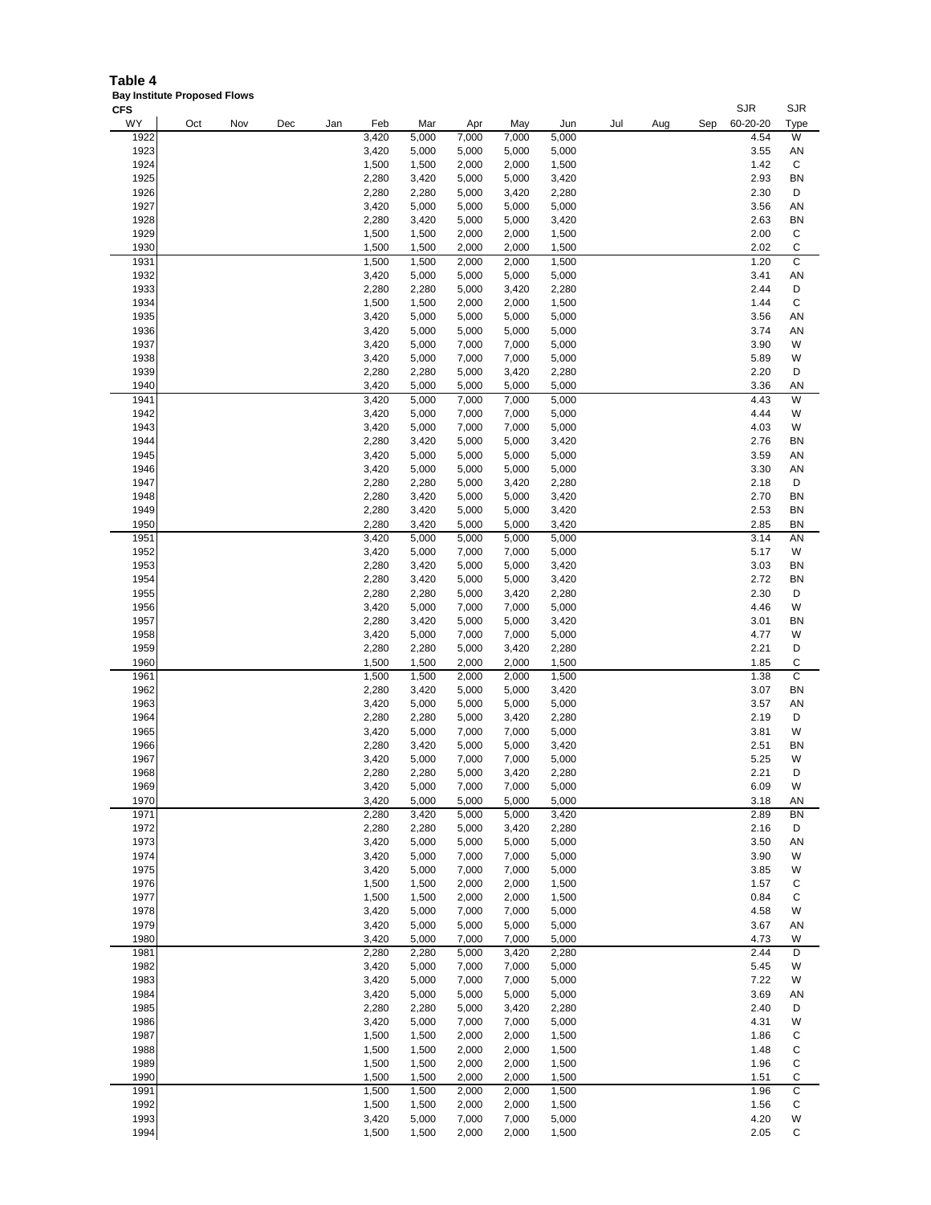**Table 4**

**Bay Institute Proposed Flows**

**CFS**

| WY | Oct | Nov | Dec | Jan | Feb | Mar | Apr | May | Jun | Jul | Aug | Sep | SJR 60-20-20 | SJR Type |
|---|---|---|---|---|---|---|---|---|---|---|---|---|---|---|
| 1922 | | | | | 3,420 | 5,000 | 7,000 | 7,000 | 5,000 | | | | 4.54 | W |
| 1923 | | | | | 3,420 | 5,000 | 5,000 | 5,000 | 5,000 | | | | 3.55 | AN |
| 1924 | | | | | 1,500 | 1,500 | 2,000 | 2,000 | 1,500 | | | | 1.42 | C |
| 1925 | | | | | 2,280 | 3,420 | 5,000 | 5,000 | 3,420 | | | | 2.93 | BN |
| 1926 | | | | | 2,280 | 2,280 | 5,000 | 3,420 | 2,280 | | | | 2.30 | D |
| 1927 | | | | | 3,420 | 5,000 | 5,000 | 5,000 | 5,000 | | | | 3.56 | AN |
| 1928 | | | | | 2,280 | 3,420 | 5,000 | 5,000 | 3,420 | | | | 2.63 | BN |
| 1929 | | | | | 1,500 | 1,500 | 2,000 | 2,000 | 1,500 | | | | 2.00 | C |
| 1930 | | | | | 1,500 | 1,500 | 2,000 | 2,000 | 1,500 | | | | 2.02 | C |
| 1931 | | | | | 1,500 | 1,500 | 2,000 | 2,000 | 1,500 | | | | 1.20 | C |
| 1932 | | | | | 3,420 | 5,000 | 5,000 | 5,000 | 5,000 | | | | 3.41 | AN |
| 1933 | | | | | 2,280 | 2,280 | 5,000 | 3,420 | 2,280 | | | | 2.44 | D |
| 1934 | | | | | 1,500 | 1,500 | 2,000 | 2,000 | 1,500 | | | | 1.44 | C |
| 1935 | | | | | 3,420 | 5,000 | 5,000 | 5,000 | 5,000 | | | | 3.56 | AN |
| 1936 | | | | | 3,420 | 5,000 | 5,000 | 5,000 | 5,000 | | | | 3.74 | AN |
| 1937 | | | | | 3,420 | 5,000 | 7,000 | 7,000 | 5,000 | | | | 3.90 | W |
| 1938 | | | | | 3,420 | 5,000 | 7,000 | 7,000 | 5,000 | | | | 5.89 | W |
| 1939 | | | | | 2,280 | 2,280 | 5,000 | 3,420 | 2,280 | | | | 2.20 | D |
| 1940 | | | | | 3,420 | 5,000 | 5,000 | 5,000 | 5,000 | | | | 3.36 | AN |
| 1941 | | | | | 3,420 | 5,000 | 7,000 | 7,000 | 5,000 | | | | 4.43 | W |
| 1942 | | | | | 3,420 | 5,000 | 7,000 | 7,000 | 5,000 | | | | 4.44 | W |
| 1943 | | | | | 3,420 | 5,000 | 7,000 | 7,000 | 5,000 | | | | 4.03 | W |
| 1944 | | | | | 2,280 | 3,420 | 5,000 | 5,000 | 3,420 | | | | 2.76 | BN |
| 1945 | | | | | 3,420 | 5,000 | 5,000 | 5,000 | 5,000 | | | | 3.59 | AN |
| 1946 | | | | | 3,420 | 5,000 | 5,000 | 5,000 | 5,000 | | | | 3.30 | AN |
| 1947 | | | | | 2,280 | 2,280 | 5,000 | 3,420 | 2,280 | | | | 2.18 | D |
| 1948 | | | | | 2,280 | 3,420 | 5,000 | 5,000 | 3,420 | | | | 2.70 | BN |
| 1949 | | | | | 2,280 | 3,420 | 5,000 | 5,000 | 3,420 | | | | 2.53 | BN |
| 1950 | | | | | 2,280 | 3,420 | 5,000 | 5,000 | 3,420 | | | | 2.85 | BN |
| 1951 | | | | | 3,420 | 5,000 | 5,000 | 5,000 | 5,000 | | | | 3.14 | AN |
| 1952 | | | | | 3,420 | 5,000 | 7,000 | 7,000 | 5,000 | | | | 5.17 | W |
| 1953 | | | | | 2,280 | 3,420 | 5,000 | 5,000 | 3,420 | | | | 3.03 | BN |
| 1954 | | | | | 2,280 | 3,420 | 5,000 | 5,000 | 3,420 | | | | 2.72 | BN |
| 1955 | | | | | 2,280 | 2,280 | 5,000 | 3,420 | 2,280 | | | | 2.30 | D |
| 1956 | | | | | 3,420 | 5,000 | 7,000 | 7,000 | 5,000 | | | | 4.46 | W |
| 1957 | | | | | 2,280 | 3,420 | 5,000 | 5,000 | 3,420 | | | | 3.01 | BN |
| 1958 | | | | | 3,420 | 5,000 | 7,000 | 7,000 | 5,000 | | | | 4.77 | W |
| 1959 | | | | | 2,280 | 2,280 | 5,000 | 3,420 | 2,280 | | | | 2.21 | D |
| 1960 | | | | | 1,500 | 1,500 | 2,000 | 2,000 | 1,500 | | | | 1.85 | C |
| 1961 | | | | | 1,500 | 1,500 | 2,000 | 2,000 | 1,500 | | | | 1.38 | C |
| 1962 | | | | | 2,280 | 3,420 | 5,000 | 5,000 | 3,420 | | | | 3.07 | BN |
| 1963 | | | | | 3,420 | 5,000 | 5,000 | 5,000 | 5,000 | | | | 3.57 | AN |
| 1964 | | | | | 2,280 | 2,280 | 5,000 | 3,420 | 2,280 | | | | 2.19 | D |
| 1965 | | | | | 3,420 | 5,000 | 7,000 | 7,000 | 5,000 | | | | 3.81 | W |
| 1966 | | | | | 2,280 | 3,420 | 5,000 | 5,000 | 3,420 | | | | 2.51 | BN |
| 1967 | | | | | 3,420 | 5,000 | 7,000 | 7,000 | 5,000 | | | | 5.25 | W |
| 1968 | | | | | 2,280 | 2,280 | 5,000 | 3,420 | 2,280 | | | | 2.21 | D |
| 1969 | | | | | 3,420 | 5,000 | 7,000 | 7,000 | 5,000 | | | | 6.09 | W |
| 1970 | | | | | 3,420 | 5,000 | 5,000 | 5,000 | 5,000 | | | | 3.18 | AN |
| 1971 | | | | | 2,280 | 3,420 | 5,000 | 5,000 | 3,420 | | | | 2.89 | BN |
| 1972 | | | | | 2,280 | 2,280 | 5,000 | 3,420 | 2,280 | | | | 2.16 | D |
| 1973 | | | | | 3,420 | 5,000 | 5,000 | 5,000 | 5,000 | | | | 3.50 | AN |
| 1974 | | | | | 3,420 | 5,000 | 7,000 | 7,000 | 5,000 | | | | 3.90 | W |
| 1975 | | | | | 3,420 | 5,000 | 7,000 | 7,000 | 5,000 | | | | 3.85 | W |
| 1976 | | | | | 1,500 | 1,500 | 2,000 | 2,000 | 1,500 | | | | 1.57 | C |
| 1977 | | | | | 1,500 | 1,500 | 2,000 | 2,000 | 1,500 | | | | 0.84 | C |
| 1978 | | | | | 3,420 | 5,000 | 7,000 | 7,000 | 5,000 | | | | 4.58 | W |
| 1979 | | | | | 3,420 | 5,000 | 5,000 | 5,000 | 5,000 | | | | 3.67 | AN |
| 1980 | | | | | 3,420 | 5,000 | 7,000 | 7,000 | 5,000 | | | | 4.73 | W |
| 1981 | | | | | 2,280 | 2,280 | 5,000 | 3,420 | 2,280 | | | | 2.44 | D |
| 1982 | | | | | 3,420 | 5,000 | 7,000 | 7,000 | 5,000 | | | | 5.45 | W |
| 1983 | | | | | 3,420 | 5,000 | 7,000 | 7,000 | 5,000 | | | | 7.22 | W |
| 1984 | | | | | 3,420 | 5,000 | 5,000 | 5,000 | 5,000 | | | | 3.69 | AN |
| 1985 | | | | | 2,280 | 2,280 | 5,000 | 3,420 | 2,280 | | | | 2.40 | D |
| 1986 | | | | | 3,420 | 5,000 | 7,000 | 7,000 | 5,000 | | | | 4.31 | W |
| 1987 | | | | | 1,500 | 1,500 | 2,000 | 2,000 | 1,500 | | | | 1.86 | C |
| 1988 | | | | | 1,500 | 1,500 | 2,000 | 2,000 | 1,500 | | | | 1.48 | C |
| 1989 | | | | | 1,500 | 1,500 | 2,000 | 2,000 | 1,500 | | | | 1.96 | C |
| 1990 | | | | | 1,500 | 1,500 | 2,000 | 2,000 | 1,500 | | | | 1.51 | C |
| 1991 | | | | | 1,500 | 1,500 | 2,000 | 2,000 | 1,500 | | | | 1.96 | C |
| 1992 | | | | | 1,500 | 1,500 | 2,000 | 2,000 | 1,500 | | | | 1.56 | C |
| 1993 | | | | | 3,420 | 5,000 | 7,000 | 7,000 | 5,000 | | | | 4.20 | W |
| 1994 | | | | | 1,500 | 1,500 | 2,000 | 2,000 | 1,500 | | | | 2.05 | C |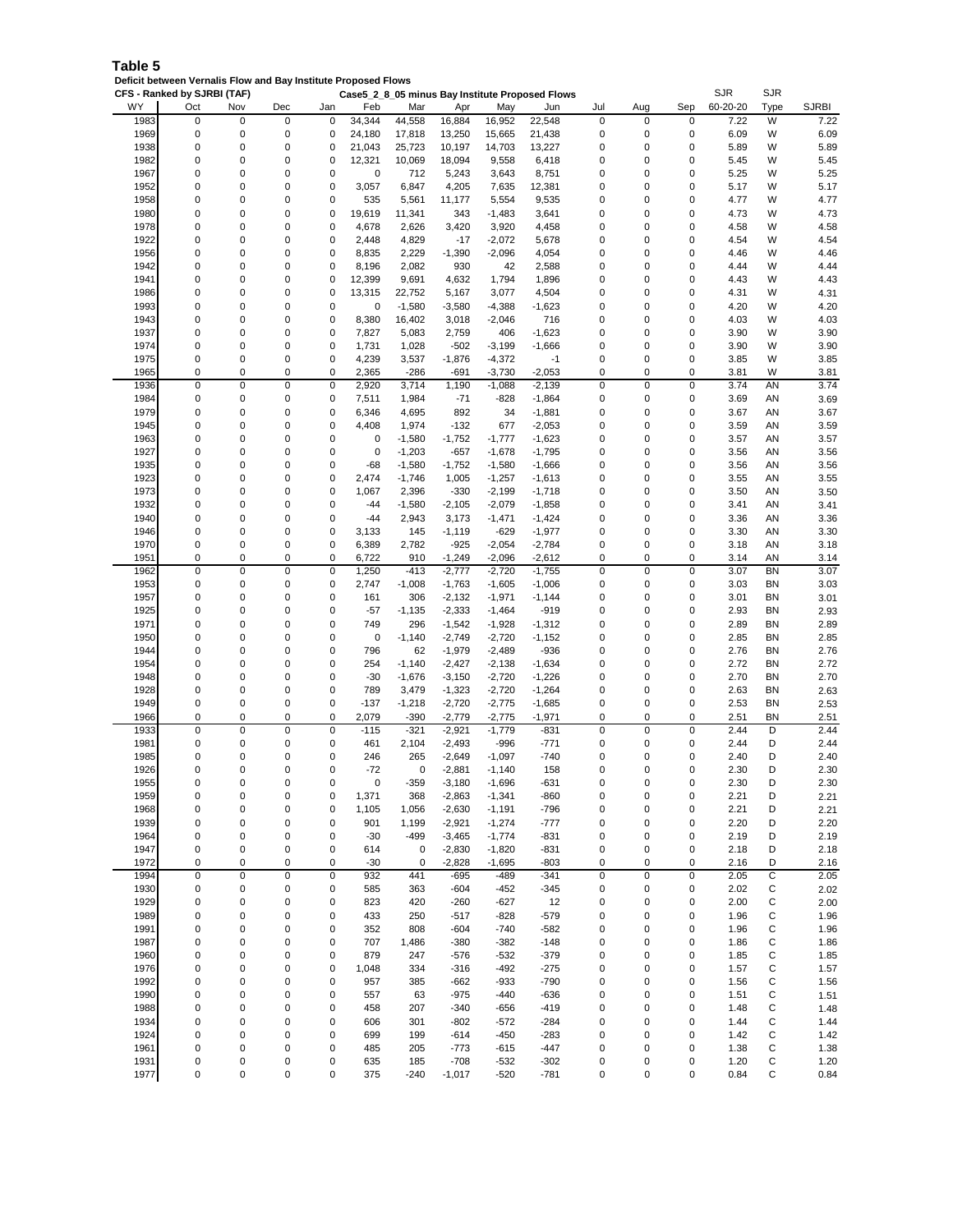**Table 5**

**Deficit between Vernalis Flow and Bay Institute Proposed Flows**

**CFS - Ranked by SJRBI (TAF)** — **Case5_2_8_05 minus Bay Institute Proposed Flows**

| WY | Oct | Nov | Dec | Jan | Feb | Mar | Apr | May | Jun | Jul | Aug | Sep | SJR 60-20-20 | SJR Type | SJRBI |
|---|---|---|---|---|---|---|---|---|---|---|---|---|---|---|---|
| 1983 | 0 | 0 | 0 | 0 | 34,344 | 44,558 | 16,884 | 16,952 | 22,548 | 0 | 0 | 0 | 7.22 | W | 7.22 |
| 1969 | 0 | 0 | 0 | 0 | 24,180 | 17,818 | 13,250 | 15,665 | 21,438 | 0 | 0 | 0 | 6.09 | W | 6.09 |
| 1938 | 0 | 0 | 0 | 0 | 21,043 | 25,723 | 10,197 | 14,703 | 13,227 | 0 | 0 | 0 | 5.89 | W | 5.89 |
| 1982 | 0 | 0 | 0 | 0 | 12,321 | 10,069 | 18,094 | 9,558 | 6,418 | 0 | 0 | 0 | 5.45 | W | 5.45 |
| 1967 | 0 | 0 | 0 | 0 | 0 | 712 | 5,243 | 3,643 | 8,751 | 0 | 0 | 0 | 5.25 | W | 5.25 |
| 1952 | 0 | 0 | 0 | 0 | 3,057 | 6,847 | 4,205 | 7,635 | 12,381 | 0 | 0 | 0 | 5.17 | W | 5.17 |
| 1958 | 0 | 0 | 0 | 0 | 535 | 5,561 | 11,177 | 5,554 | 9,535 | 0 | 0 | 0 | 4.77 | W | 4.77 |
| 1980 | 0 | 0 | 0 | 0 | 19,619 | 11,341 | 343 | -1,483 | 3,641 | 0 | 0 | 0 | 4.73 | W | 4.73 |
| 1978 | 0 | 0 | 0 | 0 | 4,678 | 2,626 | 3,420 | 3,920 | 4,458 | 0 | 0 | 0 | 4.58 | W | 4.58 |
| 1922 | 0 | 0 | 0 | 0 | 2,448 | 4,829 | -17 | -2,072 | 5,678 | 0 | 0 | 0 | 4.54 | W | 4.54 |
| 1956 | 0 | 0 | 0 | 0 | 8,835 | 2,229 | -1,390 | -2,096 | 4,054 | 0 | 0 | 0 | 4.46 | W | 4.46 |
| 1942 | 0 | 0 | 0 | 0 | 8,196 | 2,082 | 930 | 42 | 2,588 | 0 | 0 | 0 | 4.44 | W | 4.44 |
| 1941 | 0 | 0 | 0 | 0 | 12,399 | 9,691 | 4,632 | 1,794 | 1,896 | 0 | 0 | 0 | 4.43 | W | 4.43 |
| 1986 | 0 | 0 | 0 | 0 | 13,315 | 22,752 | 5,167 | 3,077 | 4,504 | 0 | 0 | 0 | 4.31 | W | 4.31 |
| 1993 | 0 | 0 | 0 | 0 | 0 | -1,580 | -3,580 | -4,388 | -1,623 | 0 | 0 | 0 | 4.20 | W | 4.20 |
| 1943 | 0 | 0 | 0 | 0 | 8,380 | 16,402 | 3,018 | -2,046 | 716 | 0 | 0 | 0 | 4.03 | W | 4.03 |
| 1937 | 0 | 0 | 0 | 0 | 7,827 | 5,083 | 2,759 | 406 | -1,623 | 0 | 0 | 0 | 3.90 | W | 3.90 |
| 1974 | 0 | 0 | 0 | 0 | 1,731 | 1,028 | -502 | -3,199 | -1,666 | 0 | 0 | 0 | 3.90 | W | 3.90 |
| 1975 | 0 | 0 | 0 | 0 | 4,239 | 3,537 | -1,876 | -4,372 | -1 | 0 | 0 | 0 | 3.85 | W | 3.85 |
| 1965 | 0 | 0 | 0 | 0 | 2,365 | -286 | -691 | -3,730 | -2,053 | 0 | 0 | 0 | 3.81 | W | 3.81 |
| 1936 | 0 | 0 | 0 | 0 | 2,920 | 3,714 | 1,190 | -1,088 | -2,139 | 0 | 0 | 0 | 3.74 | AN | 3.74 |
| 1984 | 0 | 0 | 0 | 0 | 7,511 | 1,984 | -71 | -828 | -1,864 | 0 | 0 | 0 | 3.69 | AN | 3.69 |
| 1979 | 0 | 0 | 0 | 0 | 6,346 | 4,695 | 892 | 34 | -1,881 | 0 | 0 | 0 | 3.67 | AN | 3.67 |
| 1945 | 0 | 0 | 0 | 0 | 4,408 | 1,974 | -132 | 677 | -2,053 | 0 | 0 | 0 | 3.59 | AN | 3.59 |
| 1963 | 0 | 0 | 0 | 0 | 0 | -1,580 | -1,752 | -1,777 | -1,623 | 0 | 0 | 0 | 3.57 | AN | 3.57 |
| 1927 | 0 | 0 | 0 | 0 | 0 | -1,203 | -657 | -1,678 | -1,795 | 0 | 0 | 0 | 3.56 | AN | 3.56 |
| 1935 | 0 | 0 | 0 | 0 | -68 | -1,580 | -1,752 | -1,580 | -1,666 | 0 | 0 | 0 | 3.56 | AN | 3.56 |
| 1923 | 0 | 0 | 0 | 0 | 2,474 | -1,746 | 1,005 | -1,257 | -1,613 | 0 | 0 | 0 | 3.55 | AN | 3.55 |
| 1973 | 0 | 0 | 0 | 0 | 1,067 | 2,396 | -330 | -2,199 | -1,718 | 0 | 0 | 0 | 3.50 | AN | 3.50 |
| 1932 | 0 | 0 | 0 | 0 | -44 | -1,580 | -2,105 | -2,079 | -1,858 | 0 | 0 | 0 | 3.41 | AN | 3.41 |
| 1940 | 0 | 0 | 0 | 0 | -44 | 2,943 | 3,173 | -1,471 | -1,424 | 0 | 0 | 0 | 3.36 | AN | 3.36 |
| 1946 | 0 | 0 | 0 | 0 | 3,133 | 145 | -1,119 | -629 | -1,977 | 0 | 0 | 0 | 3.30 | AN | 3.30 |
| 1970 | 0 | 0 | 0 | 0 | 6,389 | 2,782 | -925 | -2,054 | -2,784 | 0 | 0 | 0 | 3.18 | AN | 3.18 |
| 1951 | 0 | 0 | 0 | 0 | 6,722 | 910 | -1,249 | -2,096 | -2,612 | 0 | 0 | 0 | 3.14 | AN | 3.14 |
| 1962 | 0 | 0 | 0 | 0 | 1,250 | -413 | -2,777 | -2,720 | -1,755 | 0 | 0 | 0 | 3.07 | BN | 3.07 |
| 1953 | 0 | 0 | 0 | 0 | 2,747 | -1,008 | -1,763 | -1,605 | -1,006 | 0 | 0 | 0 | 3.03 | BN | 3.03 |
| 1957 | 0 | 0 | 0 | 0 | 161 | 306 | -2,132 | -1,971 | -1,144 | 0 | 0 | 0 | 3.01 | BN | 3.01 |
| 1925 | 0 | 0 | 0 | 0 | -57 | -1,135 | -2,333 | -1,464 | -919 | 0 | 0 | 0 | 2.93 | BN | 2.93 |
| 1971 | 0 | 0 | 0 | 0 | 749 | 296 | -1,542 | -1,928 | -1,312 | 0 | 0 | 0 | 2.89 | BN | 2.89 |
| 1950 | 0 | 0 | 0 | 0 | 0 | -1,140 | -2,749 | -2,720 | -1,152 | 0 | 0 | 0 | 2.85 | BN | 2.85 |
| 1944 | 0 | 0 | 0 | 0 | 796 | 62 | -1,979 | -2,489 | -936 | 0 | 0 | 0 | 2.76 | BN | 2.76 |
| 1954 | 0 | 0 | 0 | 0 | 254 | -1,140 | -2,427 | -2,138 | -1,634 | 0 | 0 | 0 | 2.72 | BN | 2.72 |
| 1948 | 0 | 0 | 0 | 0 | -30 | -1,676 | -3,150 | -2,720 | -1,226 | 0 | 0 | 0 | 2.70 | BN | 2.70 |
| 1928 | 0 | 0 | 0 | 0 | 789 | 3,479 | -1,323 | -2,720 | -1,264 | 0 | 0 | 0 | 2.63 | BN | 2.63 |
| 1949 | 0 | 0 | 0 | 0 | -137 | -1,218 | -2,720 | -2,775 | -1,685 | 0 | 0 | 0 | 2.53 | BN | 2.53 |
| 1966 | 0 | 0 | 0 | 0 | 2,079 | -390 | -2,779 | -2,775 | -1,971 | 0 | 0 | 0 | 2.51 | BN | 2.51 |
| 1933 | 0 | 0 | 0 | 0 | -115 | -321 | -2,921 | -1,779 | -831 | 0 | 0 | 0 | 2.44 | D | 2.44 |
| 1981 | 0 | 0 | 0 | 0 | 461 | 2,104 | -2,493 | -996 | -771 | 0 | 0 | 0 | 2.44 | D | 2.44 |
| 1985 | 0 | 0 | 0 | 0 | 246 | 265 | -2,649 | -1,097 | -740 | 0 | 0 | 0 | 2.40 | D | 2.40 |
| 1926 | 0 | 0 | 0 | 0 | -72 | 0 | -2,881 | -1,140 | 158 | 0 | 0 | 0 | 2.30 | D | 2.30 |
| 1955 | 0 | 0 | 0 | 0 | 0 | -359 | -3,180 | -1,696 | -631 | 0 | 0 | 0 | 2.30 | D | 2.30 |
| 1959 | 0 | 0 | 0 | 0 | 1,371 | 368 | -2,863 | -1,341 | -860 | 0 | 0 | 0 | 2.21 | D | 2.21 |
| 1968 | 0 | 0 | 0 | 0 | 1,105 | 1,056 | -2,630 | -1,191 | -796 | 0 | 0 | 0 | 2.21 | D | 2.21 |
| 1939 | 0 | 0 | 0 | 0 | 901 | 1,199 | -2,921 | -1,274 | -777 | 0 | 0 | 0 | 2.20 | D | 2.20 |
| 1964 | 0 | 0 | 0 | 0 | -30 | -499 | -3,465 | -1,774 | -831 | 0 | 0 | 0 | 2.19 | D | 2.19 |
| 1947 | 0 | 0 | 0 | 0 | 614 | 0 | -2,830 | -1,820 | -831 | 0 | 0 | 0 | 2.18 | D | 2.18 |
| 1972 | 0 | 0 | 0 | 0 | -30 | 0 | -2,828 | -1,695 | -803 | 0 | 0 | 0 | 2.16 | D | 2.16 |
| 1994 | 0 | 0 | 0 | 0 | 932 | 441 | -695 | -489 | -341 | 0 | 0 | 0 | 2.05 | C | 2.05 |
| 1930 | 0 | 0 | 0 | 0 | 585 | 363 | -604 | -452 | -345 | 0 | 0 | 0 | 2.02 | C | 2.02 |
| 1929 | 0 | 0 | 0 | 0 | 823 | 420 | -260 | -627 | 12 | 0 | 0 | 0 | 2.00 | C | 2.00 |
| 1989 | 0 | 0 | 0 | 0 | 433 | 250 | -517 | -828 | -579 | 0 | 0 | 0 | 1.96 | C | 1.96 |
| 1991 | 0 | 0 | 0 | 0 | 352 | 808 | -604 | -740 | -582 | 0 | 0 | 0 | 1.96 | C | 1.96 |
| 1987 | 0 | 0 | 0 | 0 | 707 | 1,486 | -380 | -382 | -148 | 0 | 0 | 0 | 1.86 | C | 1.86 |
| 1960 | 0 | 0 | 0 | 0 | 879 | 247 | -576 | -532 | -379 | 0 | 0 | 0 | 1.85 | C | 1.85 |
| 1976 | 0 | 0 | 0 | 0 | 1,048 | 334 | -316 | -492 | -275 | 0 | 0 | 0 | 1.57 | C | 1.57 |
| 1992 | 0 | 0 | 0 | 0 | 957 | 385 | -662 | -933 | -790 | 0 | 0 | 0 | 1.56 | C | 1.56 |
| 1990 | 0 | 0 | 0 | 0 | 557 | 63 | -975 | -440 | -636 | 0 | 0 | 0 | 1.51 | C | 1.51 |
| 1988 | 0 | 0 | 0 | 0 | 458 | 207 | -340 | -656 | -419 | 0 | 0 | 0 | 1.48 | C | 1.48 |
| 1934 | 0 | 0 | 0 | 0 | 606 | 301 | -802 | -572 | -284 | 0 | 0 | 0 | 1.44 | C | 1.44 |
| 1924 | 0 | 0 | 0 | 0 | 699 | 199 | -614 | -450 | -283 | 0 | 0 | 0 | 1.42 | C | 1.42 |
| 1961 | 0 | 0 | 0 | 0 | 485 | 205 | -773 | -615 | -447 | 0 | 0 | 0 | 1.38 | C | 1.38 |
| 1931 | 0 | 0 | 0 | 0 | 635 | 185 | -708 | -532 | -302 | 0 | 0 | 0 | 1.20 | C | 1.20 |
| 1977 | 0 | 0 | 0 | 0 | 375 | -240 | -1,017 | -520 | -781 | 0 | 0 | 0 | 0.84 | C | 0.84 |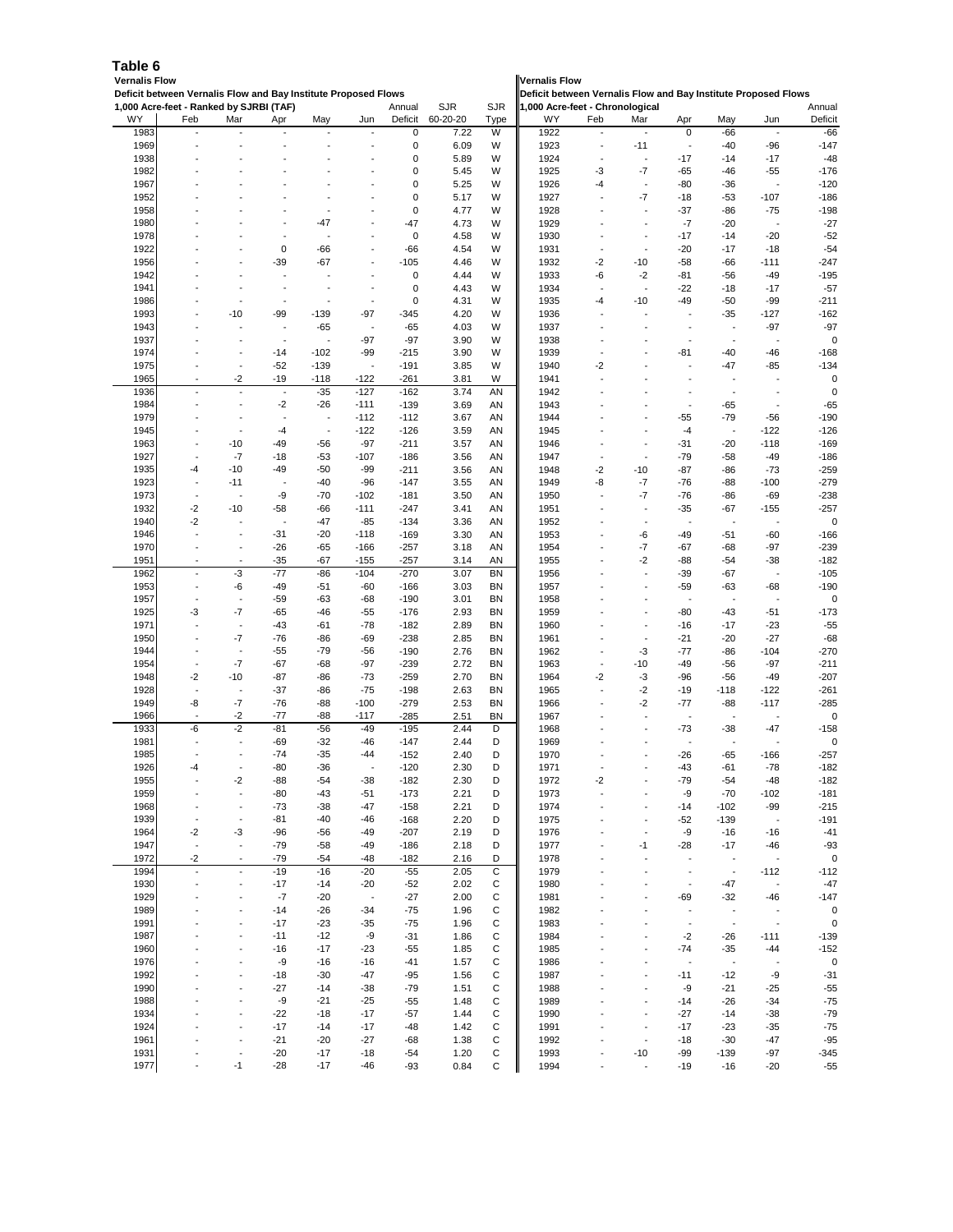**Table 6**

**Vernalis Flow**

**Deficit between Vernalis Flow and Bay Institute Proposed Flows**

**1,000 Acre-feet - Ranked by SJRBI (TAF)**

| WY | Feb | Mar | Apr | May | Jun | Annual Deficit | SJR 60-20-20 | SJR Type |
|---|---|---|---|---|---|---|---|---|
| 1983 | - | - | - | - | - | 0 | 7.22 | W |
| 1969 | - | - | - | - | - | 0 | 6.09 | W |
| 1938 | - | - | - | - | - | 0 | 5.89 | W |
| 1982 | - | - | - | - | - | 0 | 5.45 | W |
| 1967 | - | - | - | - | - | 0 | 5.25 | W |
| 1952 | - | - | - | - | - | 0 | 5.17 | W |
| 1958 | - | - | - | - | - | 0 | 4.77 | W |
| 1980 | - | - | - | -47 | - | -47 | 4.73 | W |
| 1978 | - | - | - | - | - | 0 | 4.58 | W |
| 1922 | - | - | 0 | -66 | - | -66 | 4.54 | W |
| 1956 | - | - | -39 | -67 | - | -105 | 4.46 | W |
| 1942 | - | - | - | - | - | 0 | 4.44 | W |
| 1941 | - | - | - | - | - | 0 | 4.43 | W |
| 1986 | - | - | - | - | - | 0 | 4.31 | W |
| 1993 | - | -10 | -99 | -139 | -97 | -345 | 4.20 | W |
| 1943 | - | - | - | -65 | - | -65 | 4.03 | W |
| 1937 | - | - | - | - | -97 | -97 | 3.90 | W |
| 1974 | - | - | -14 | -102 | -99 | -215 | 3.90 | W |
| 1975 | - | - | -52 | -139 | - | -191 | 3.85 | W |
| 1965 | - | -2 | -19 | -118 | -122 | -261 | 3.81 | W |
| 1936 | - | - | - | -35 | -127 | -162 | 3.74 | AN |
| 1984 | - | - | -2 | -26 | -111 | -139 | 3.69 | AN |
| 1979 | - | - | - | - | -112 | -112 | 3.67 | AN |
| 1945 | - | - | -4 | - | -122 | -126 | 3.59 | AN |
| 1963 | - | -10 | -49 | -56 | -97 | -211 | 3.57 | AN |
| 1927 | - | -7 | -18 | -53 | -107 | -186 | 3.56 | AN |
| 1935 | -4 | -10 | -49 | -50 | -99 | -211 | 3.56 | AN |
| 1923 | - | -11 | - | -40 | -96 | -147 | 3.55 | AN |
| 1973 | - | - | -9 | -70 | -102 | -181 | 3.50 | AN |
| 1932 | -2 | -10 | -58 | -66 | -111 | -247 | 3.41 | AN |
| 1940 | -2 | - | - | -47 | -85 | -134 | 3.36 | AN |
| 1946 | - | - | -31 | -20 | -118 | -169 | 3.30 | AN |
| 1970 | - | - | -26 | -65 | -166 | -257 | 3.18 | AN |
| 1951 | - | - | -35 | -67 | -155 | -257 | 3.14 | AN |
| 1962 | - | -3 | -77 | -86 | -104 | -270 | 3.07 | BN |
| 1953 | - | -6 | -49 | -51 | -60 | -166 | 3.03 | BN |
| 1957 | - | - | -59 | -63 | -68 | -190 | 3.01 | BN |
| 1925 | -3 | -7 | -65 | -46 | -55 | -176 | 2.93 | BN |
| 1971 | - | - | -43 | -61 | -78 | -182 | 2.89 | BN |
| 1950 | - | -7 | -76 | -86 | -69 | -238 | 2.85 | BN |
| 1944 | - | - | -55 | -79 | -56 | -190 | 2.76 | BN |
| 1954 | - | -7 | -67 | -68 | -97 | -239 | 2.72 | BN |
| 1948 | -2 | -10 | -87 | -86 | -73 | -259 | 2.70 | BN |
| 1928 | - | - | -37 | -86 | -75 | -198 | 2.63 | BN |
| 1949 | -8 | -7 | -76 | -88 | -100 | -279 | 2.53 | BN |
| 1966 | - | -2 | -77 | -88 | -117 | -285 | 2.51 | BN |
| 1933 | -6 | -2 | -81 | -56 | -49 | -195 | 2.44 | D |
| 1981 | - | - | -69 | -32 | -46 | -147 | 2.44 | D |
| 1985 | - | - | -74 | -35 | -44 | -152 | 2.40 | D |
| 1926 | -4 | - | -80 | -36 | - | -120 | 2.30 | D |
| 1955 | - | -2 | -88 | -54 | -38 | -182 | 2.30 | D |
| 1959 | - | - | -80 | -43 | -51 | -173 | 2.21 | D |
| 1968 | - | - | -73 | -38 | -47 | -158 | 2.21 | D |
| 1939 | - | - | -81 | -40 | -46 | -168 | 2.20 | D |
| 1964 | -2 | -3 | -96 | -56 | -49 | -207 | 2.19 | D |
| 1947 | - | - | -79 | -58 | -49 | -186 | 2.18 | D |
| 1972 | -2 | - | -79 | -54 | -48 | -182 | 2.16 | D |
| 1994 | - | - | -19 | -16 | -20 | -55 | 2.05 | C |
| 1930 | - | - | -17 | -14 | -20 | -52 | 2.02 | C |
| 1929 | - | - | -7 | -20 | - | -27 | 2.00 | C |
| 1989 | - | - | -14 | -26 | -34 | -75 | 1.96 | C |
| 1991 | - | - | -17 | -23 | -35 | -75 | 1.96 | C |
| 1987 | - | - | -11 | -12 | -9 | -31 | 1.86 | C |
| 1960 | - | - | -16 | -17 | -23 | -55 | 1.85 | C |
| 1976 | - | - | -9 | -16 | -16 | -41 | 1.57 | C |
| 1992 | - | - | -18 | -30 | -47 | -95 | 1.56 | C |
| 1990 | - | - | -27 | -14 | -38 | -79 | 1.51 | C |
| 1988 | - | - | -9 | -21 | -25 | -55 | 1.48 | C |
| 1934 | - | - | -22 | -18 | -17 | -57 | 1.44 | C |
| 1924 | - | - | -17 | -14 | -17 | -48 | 1.42 | C |
| 1961 | - | - | -21 | -20 | -27 | -68 | 1.38 | C |
| 1931 | - | - | -20 | -17 | -18 | -54 | 1.20 | C |
| 1977 | - | -1 | -28 | -17 | -46 | -93 | 0.84 | C |

**Vernalis Flow**

**Deficit between Vernalis Flow and Bay Institute Proposed Flows**

**1,000 Acre-feet - Chronological**

| WY | Feb | Mar | Apr | May | Jun | Annual Deficit |
|---|---|---|---|---|---|---|
| 1922 | - | - | 0 | -66 | - | -66 |
| 1923 | - | -11 | - | -40 | -96 | -147 |
| 1924 | - | - | -17 | -14 | -17 | -48 |
| 1925 | -3 | -7 | -65 | -46 | -55 | -176 |
| 1926 | -4 | - | -80 | -36 | - | -120 |
| 1927 | - | -7 | -18 | -53 | -107 | -186 |
| 1928 | - | - | -37 | -86 | -75 | -198 |
| 1929 | - | - | -7 | -20 | - | -27 |
| 1930 | - | - | -17 | -14 | -20 | -52 |
| 1931 | - | - | -20 | -17 | -18 | -54 |
| 1932 | -2 | -10 | -58 | -66 | -111 | -247 |
| 1933 | -6 | -2 | -81 | -56 | -49 | -195 |
| 1934 | - | - | -22 | -18 | -17 | -57 |
| 1935 | -4 | -10 | -49 | -50 | -99 | -211 |
| 1936 | - | - | - | -35 | -127 | -162 |
| 1937 | - | - | - | - | -97 | -97 |
| 1938 | - | - | - | - | - | 0 |
| 1939 | - | - | -81 | -40 | -46 | -168 |
| 1940 | -2 | - | - | -47 | -85 | -134 |
| 1941 | - | - | - | - | - | 0 |
| 1942 | - | - | - | - | - | 0 |
| 1943 | - | - | - | -65 | - | -65 |
| 1944 | - | - | -55 | -79 | -56 | -190 |
| 1945 | - | - | -4 | - | -122 | -126 |
| 1946 | - | - | -31 | -20 | -118 | -169 |
| 1947 | - | - | -79 | -58 | -49 | -186 |
| 1948 | -2 | -10 | -87 | -86 | -73 | -259 |
| 1949 | -8 | -7 | -76 | -88 | -100 | -279 |
| 1950 | - | -7 | -76 | -86 | -69 | -238 |
| 1951 | - | - | -35 | -67 | -155 | -257 |
| 1952 | - | - | - | - | - | 0 |
| 1953 | - | -6 | -49 | -51 | -60 | -166 |
| 1954 | - | -7 | -67 | -68 | -97 | -239 |
| 1955 | - | -2 | -88 | -54 | -38 | -182 |
| 1956 | - | - | -39 | -67 | - | -105 |
| 1957 | - | - | -59 | -63 | -68 | -190 |
| 1958 | - | - | - | - | - | 0 |
| 1959 | - | - | -80 | -43 | -51 | -173 |
| 1960 | - | - | -16 | -17 | -23 | -55 |
| 1961 | - | - | -21 | -20 | -27 | -68 |
| 1962 | - | -3 | -77 | -86 | -104 | -270 |
| 1963 | - | -10 | -49 | -56 | -97 | -211 |
| 1964 | -2 | -3 | -96 | -56 | -49 | -207 |
| 1965 | - | -2 | -19 | -118 | -122 | -261 |
| 1966 | - | -2 | -77 | -88 | -117 | -285 |
| 1967 | - | - | - | - | - | 0 |
| 1968 | - | - | -73 | -38 | -47 | -158 |
| 1969 | - | - | - | - | - | 0 |
| 1970 | - | - | -26 | -65 | -166 | -257 |
| 1971 | - | - | -43 | -61 | -78 | -182 |
| 1972 | -2 | - | -79 | -54 | -48 | -182 |
| 1973 | - | - | -9 | -70 | -102 | -181 |
| 1974 | - | - | -14 | -102 | -99 | -215 |
| 1975 | - | - | -52 | -139 | - | -191 |
| 1976 | - | - | -9 | -16 | -16 | -41 |
| 1977 | - | -1 | -28 | -17 | -46 | -93 |
| 1978 | - | - | - | - | - | 0 |
| 1979 | - | - | - | - | -112 | -112 |
| 1980 | - | - | - | -47 | - | -47 |
| 1981 | - | - | -69 | -32 | -46 | -147 |
| 1982 | - | - | - | - | - | 0 |
| 1983 | - | - | - | - | - | 0 |
| 1984 | - | - | -2 | -26 | -111 | -139 |
| 1985 | - | - | -74 | -35 | -44 | -152 |
| 1986 | - | - | - | - | - | 0 |
| 1987 | - | - | -11 | -12 | -9 | -31 |
| 1988 | - | - | -9 | -21 | -25 | -55 |
| 1989 | - | - | -14 | -26 | -34 | -75 |
| 1990 | - | - | -27 | -14 | -38 | -79 |
| 1991 | - | - | -17 | -23 | -35 | -75 |
| 1992 | - | - | -18 | -30 | -47 | -95 |
| 1993 | - | -10 | -99 | -139 | -97 | -345 |
| 1994 | - | - | -19 | -16 | -20 | -55 |